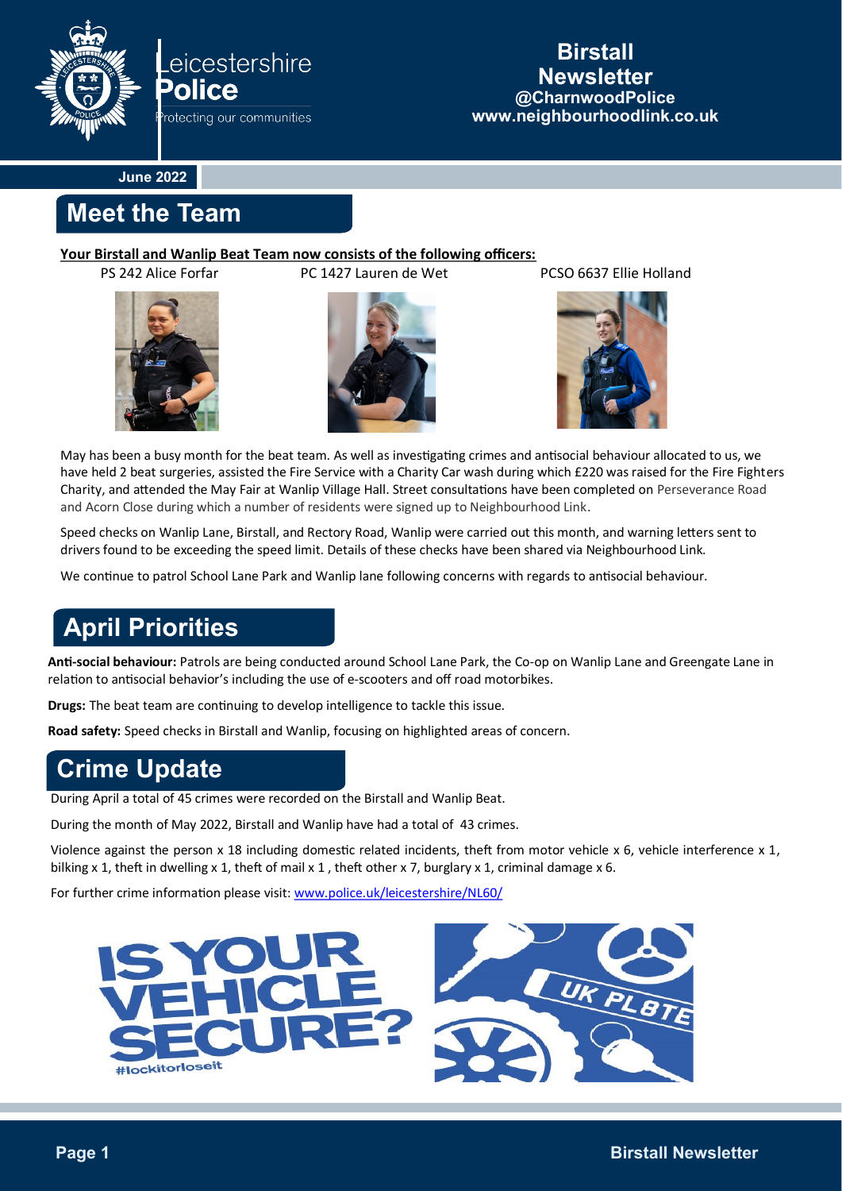Leicestershire Police
Protecting our communities

# Birstall Newsletter

**@CharnwoodPolice**
**www.neighbourhoodlink.co.uk**

**June 2022**

## Meet the Team

**Your Birstall and Wanlip Beat Team now consists of the following officers:**

PS 242 Alice Forfar

PC 1427 Lauren de Wet

PCSO 6637 Ellie Holland

May has been a busy month for the beat team. As well as investigating crimes and antisocial behaviour allocated to us, we have held 2 beat surgeries, assisted the Fire Service with a Charity Car wash during which £220 was raised for the Fire Fighters Charity, and attended the May Fair at Wanlip Village Hall. Street consultations have been completed on Perseverance Road and Acorn Close during which a number of residents were signed up to Neighbourhood Link.

Speed checks on Wanlip Lane, Birstall, and Rectory Road, Wanlip were carried out this month, and warning letters sent to drivers found to be exceeding the speed limit. Details of these checks have been shared via Neighbourhood Link.

We continue to patrol School Lane Park and Wanlip lane following concerns with regards to antisocial behaviour.

## April Priorities

**Anti-social behaviour:** Patrols are being conducted around School Lane Park, the Co-op on Wanlip Lane and Greengate Lane in relation to antisocial behavior's including the use of e-scooters and off road motorbikes.

**Drugs:** The beat team are continuing to develop intelligence to tackle this issue.

**Road safety:** Speed checks in Birstall and Wanlip, focusing on highlighted areas of concern.

## Crime Update

During April a total of 45 crimes were recorded on the Birstall and Wanlip Beat.

During the month of May 2022, Birstall and Wanlip have had a total of 43 crimes.

Violence against the person x 18 including domestic related incidents, theft from motor vehicle x 6, vehicle interference x 1, bilking x 1, theft in dwelling x 1, theft of mail x 1 , theft other x 7, burglary x 1, criminal damage x 6.

For further crime information please visit: www.police.uk/leicestershire/NL60/

IS YOUR VEHICLE SECURE?
#lockitorloseit

UK PL8TE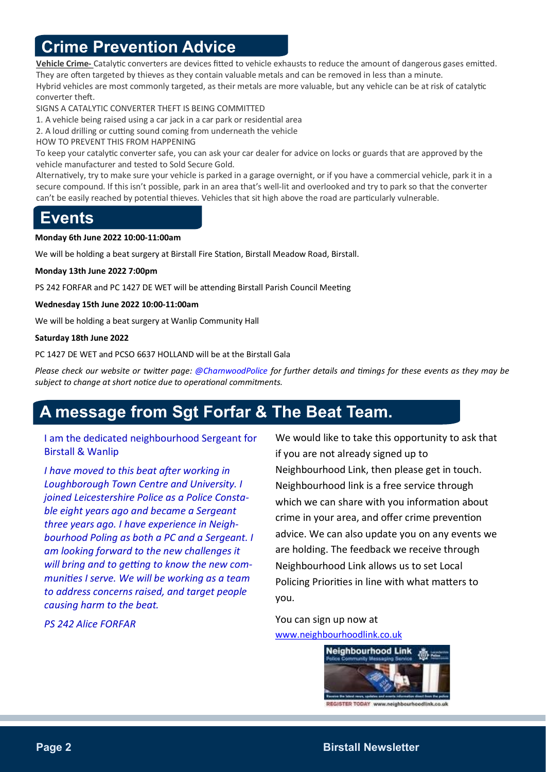## Crime Prevention Advice

**Vehicle Crime-** Catalytic converters are devices fitted to vehicle exhausts to reduce the amount of dangerous gases emitted. They are often targeted by thieves as they contain valuable metals and can be removed in less than a minute.

Hybrid vehicles are most commonly targeted, as their metals are more valuable, but any vehicle can be at risk of catalytic converter theft.

SIGNS A CATALYTIC CONVERTER THEFT IS BEING COMMITTED

1. A vehicle being raised using a car jack in a car park or residential area
2. A loud drilling or cutting sound coming from underneath the vehicle

HOW TO PREVENT THIS FROM HAPPENING

To keep your catalytic converter safe, you can ask your car dealer for advice on locks or guards that are approved by the vehicle manufacturer and tested to Sold Secure Gold.

Alternatively, try to make sure your vehicle is parked in a garage overnight, or if you have a commercial vehicle, park it in a secure compound. If this isn't possible, park in an area that's well-lit and overlooked and try to park so that the converter can't be easily reached by potential thieves. Vehicles that sit high above the road are particularly vulnerable.

## Events

**Monday 6th June 2022 10:00-11:00am**

We will be holding a beat surgery at Birstall Fire Station, Birstall Meadow Road, Birstall.

**Monday 13th June 2022 7:00pm**

PS 242 FORFAR and PC 1427 DE WET will be attending Birstall Parish Council Meeting

**Wednesday 15th June 2022 10:00-11:00am**

We will be holding a beat surgery at Wanlip Community Hall

**Saturday 18th June 2022**

PC 1427 DE WET and PCSO 6637 HOLLAND will be at the Birstall Gala

*Please check our website or twitter page: @CharnwoodPolice for further details and timings for these events as they may be subject to change at short notice due to operational commitments.*

## A message from Sgt Forfar & The Beat Team.

I am the dedicated neighbourhood Sergeant for Birstall & Wanlip

*I have moved to this beat after working in Loughborough Town Centre and University. I joined Leicestershire Police as a Police Constable eight years ago and became a Sergeant three years ago. I have experience in Neighbourhood Poling as both a PC and a Sergeant. I am looking forward to the new challenges it will bring and to getting to know the new communities I serve. We will be working as a team to address concerns raised, and target people causing harm to the beat.*

*PS 242 Alice FORFAR*

We would like to take this opportunity to ask that if you are not already signed up to Neighbourhood Link, then please get in touch. Neighbourhood link is a free service through which we can share with you information about crime in your area, and offer crime prevention advice. We can also update you on any events we are holding. The feedback we receive through Neighbourhood Link allows us to set Local Policing Priorities in line with what matters to you.

You can sign up now at www.neighbourhoodlink.co.uk